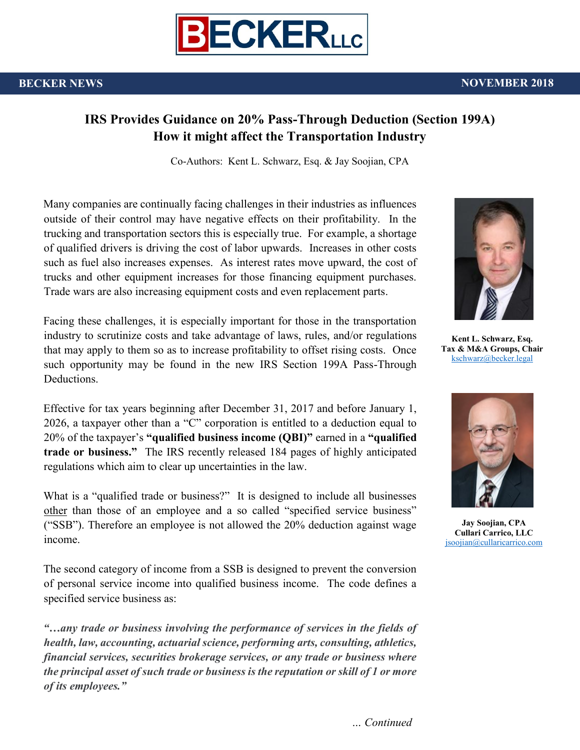BECKER LLC

**BECKER NEWS** — **NOVEMBER 2018**

# IRS Provides Guidance on 20% Pass-Through Deduction (Section 199A)
## How it might affect the Transportation Industry

Co-Authors: Kent L. Schwarz, Esq. & Jay Soojian, CPA

**Kent L. Schwarz, Esq.**
**Tax & M&A Groups, Chair**
kschwarz@becker.legal

**Jay Soojian, CPA**
**Cullari Carrico, LLC**
jsoojian@cullaricarrico.com

Many companies are continually facing challenges in their industries as influences outside of their control may have negative effects on their profitability. In the trucking and transportation sectors this is especially true. For example, a shortage of qualified drivers is driving the cost of labor upwards. Increases in other costs such as fuel also increases expenses. As interest rates move upward, the cost of trucks and other equipment increases for those financing equipment purchases. Trade wars are also increasing equipment costs and even replacement parts.

Facing these challenges, it is especially important for those in the transportation industry to scrutinize costs and take advantage of laws, rules, and/or regulations that may apply to them so as to increase profitability to offset rising costs. Once such opportunity may be found in the new IRS Section 199A Pass-Through Deductions.

Effective for tax years beginning after December 31, 2017 and before January 1, 2026, a taxpayer other than a "C" corporation is entitled to a deduction equal to 20% of the taxpayer's **"qualified business income (QBI)"** earned in a **"qualified trade or business."** The IRS recently released 184 pages of highly anticipated regulations which aim to clear up uncertainties in the law.

What is a "qualified trade or business?" It is designed to include all businesses other than those of an employee and a so called "specified service business" ("SSB"). Therefore an employee is not allowed the 20% deduction against wage income.

The second category of income from a SSB is designed to prevent the conversion of personal service income into qualified business income. The code defines a specified service business as:

***"…any trade or business involving the performance of services in the fields of health, law, accounting, actuarial science, performing arts, consulting, athletics, financial services, securities brokerage services, or any trade or business where the principal asset of such trade or business is the reputation or skill of 1 or more of its employees."***

*... Continued*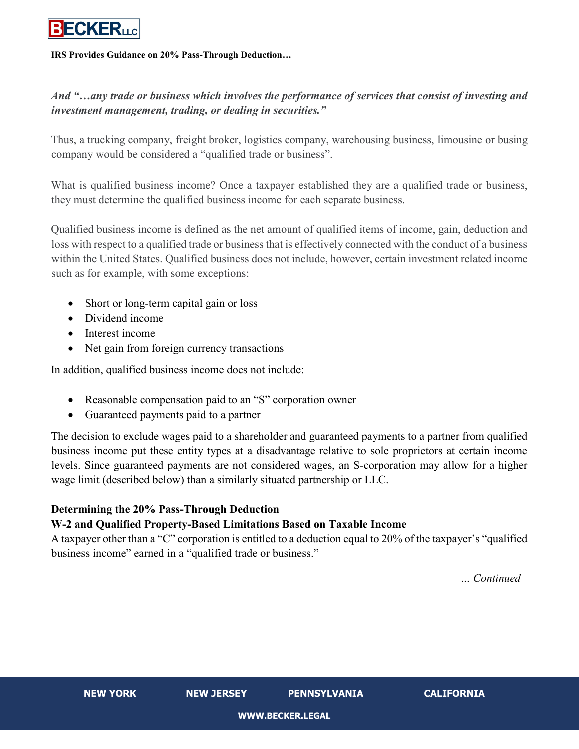*And "…any trade or business which involves the performance of services that consist of investing and investment management, trading, or dealing in securities."*

Thus, a trucking company, freight broker, logistics company, warehousing business, limousine or busing company would be considered a "qualified trade or business".

What is qualified business income? Once a taxpayer established they are a qualified trade or business, they must determine the qualified business income for each separate business.

Qualified business income is defined as the net amount of qualified items of income, gain, deduction and loss with respect to a qualified trade or business that is effectively connected with the conduct of a business within the United States. Qualified business does not include, however, certain investment related income such as for example, with some exceptions:

- Short or long-term capital gain or loss
- Dividend income
- Interest income
- Net gain from foreign currency transactions

In addition, qualified business income does not include:

- Reasonable compensation paid to an "S" corporation owner
- Guaranteed payments paid to a partner

The decision to exclude wages paid to a shareholder and guaranteed payments to a partner from qualified business income put these entity types at a disadvantage relative to sole proprietors at certain income levels. Since guaranteed payments are not considered wages, an S-corporation may allow for a higher wage limit (described below) than a similarly situated partnership or LLC.

**Determining the 20% Pass-Through Deduction**

**W-2 and Qualified Property-Based Limitations Based on Taxable Income**

A taxpayer other than a "C" corporation is entitled to a deduction equal to 20% of the taxpayer's "qualified business income" earned in a "qualified trade or business."

*… Continued*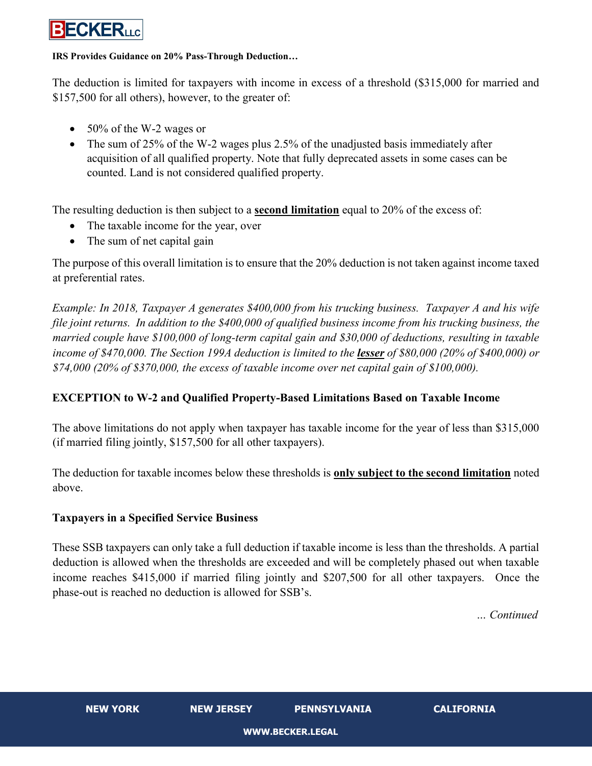The deduction is limited for taxpayers with income in excess of a threshold ($315,000 for married and $157,500 for all others), however, to the greater of:

- 50% of the W-2 wages or
- The sum of 25% of the W-2 wages plus 2.5% of the unadjusted basis immediately after acquisition of all qualified property. Note that fully deprecated assets in some cases can be counted. Land is not considered qualified property.

The resulting deduction is then subject to a **second limitation** equal to 20% of the excess of:

- The taxable income for the year, over
- The sum of net capital gain

The purpose of this overall limitation is to ensure that the 20% deduction is not taken against income taxed at preferential rates.

*Example: In 2018, Taxpayer A generates $400,000 from his trucking business. Taxpayer A and his wife file joint returns. In addition to the $400,000 of qualified business income from his trucking business, the married couple have $100,000 of long-term capital gain and $30,000 of deductions, resulting in taxable income of $470,000. The Section 199A deduction is limited to the* ***lesser*** *of $80,000 (20% of $400,000) or $74,000 (20% of $370,000, the excess of taxable income over net capital gain of $100,000).*

**EXCEPTION to W-2 and Qualified Property-Based Limitations Based on Taxable Income**

The above limitations do not apply when taxpayer has taxable income for the year of less than $315,000 (if married filing jointly, $157,500 for all other taxpayers).

The deduction for taxable incomes below these thresholds is **only subject to the second limitation** noted above.

**Taxpayers in a Specified Service Business**

These SSB taxpayers can only take a full deduction if taxable income is less than the thresholds. A partial deduction is allowed when the thresholds are exceeded and will be completely phased out when taxable income reaches $415,000 if married filing jointly and $207,500 for all other taxpayers. Once the phase-out is reached no deduction is allowed for SSB's.

*... Continued*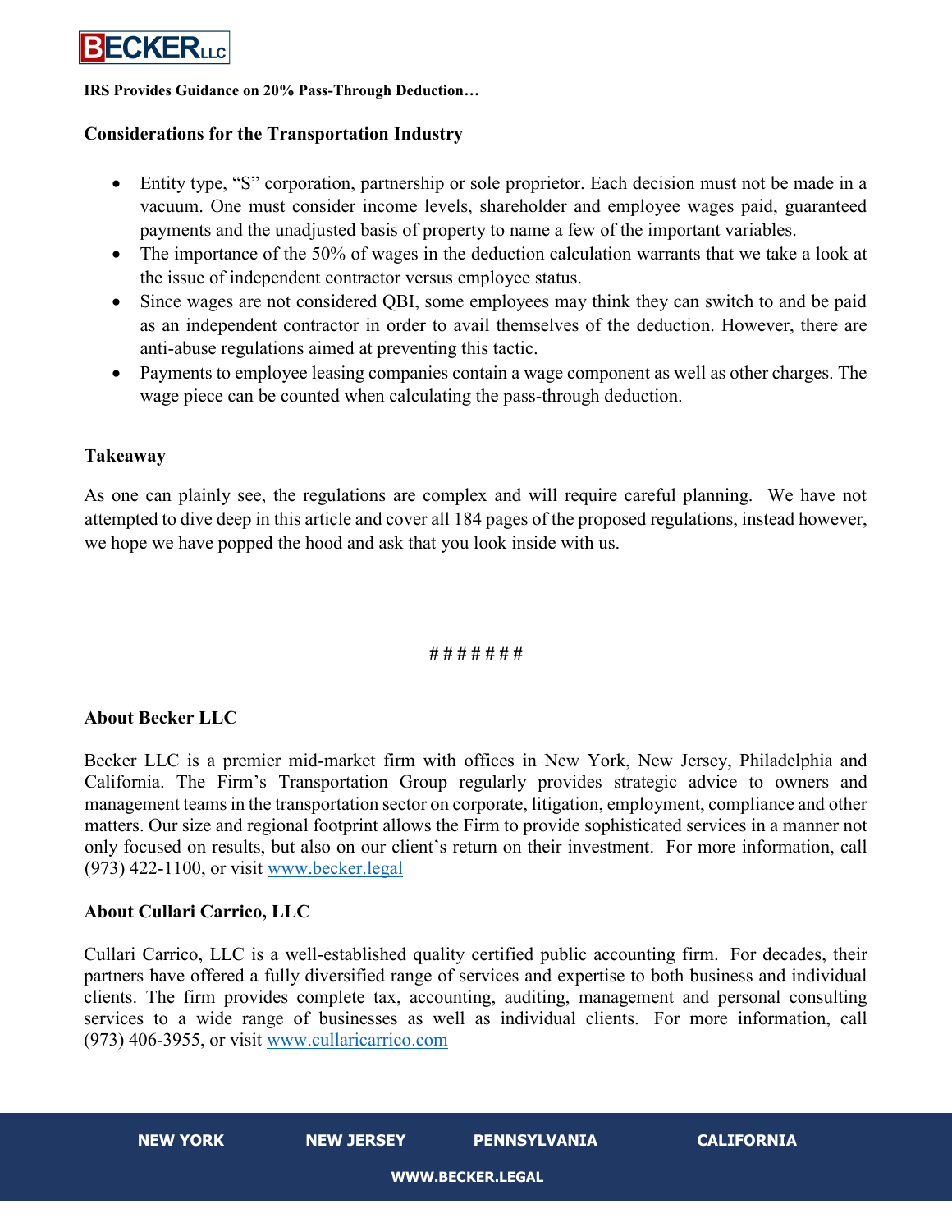## Considerations for the Transportation Industry

- Entity type, "S" corporation, partnership or sole proprietor. Each decision must not be made in a vacuum. One must consider income levels, shareholder and employee wages paid, guaranteed payments and the unadjusted basis of property to name a few of the important variables.
- The importance of the 50% of wages in the deduction calculation warrants that we take a look at the issue of independent contractor versus employee status.
- Since wages are not considered QBI, some employees may think they can switch to and be paid as an independent contractor in order to avail themselves of the deduction. However, there are anti-abuse regulations aimed at preventing this tactic.
- Payments to employee leasing companies contain a wage component as well as other charges. The wage piece can be counted when calculating the pass-through deduction.

## Takeaway

As one can plainly see, the regulations are complex and will require careful planning. We have not attempted to dive deep in this article and cover all 184 pages of the proposed regulations, instead however, we hope we have popped the hood and ask that you look inside with us.

# # # # # # #

## About Becker LLC

Becker LLC is a premier mid-market firm with offices in New York, New Jersey, Philadelphia and California. The Firm's Transportation Group regularly provides strategic advice to owners and management teams in the transportation sector on corporate, litigation, employment, compliance and other matters. Our size and regional footprint allows the Firm to provide sophisticated services in a manner not only focused on results, but also on our client's return on their investment. For more information, call (973) 422-1100, or visit [www.becker.legal](http://www.becker.legal)

## About Cullari Carrico, LLC

Cullari Carrico, LLC is a well-established quality certified public accounting firm. For decades, their partners have offered a fully diversified range of services and expertise to both business and individual clients. The firm provides complete tax, accounting, auditing, management and personal consulting services to a wide range of businesses as well as individual clients. For more information, call (973) 406-3955, or visit [www.cullaricarrico.com](http://www.cullaricarrico.com)